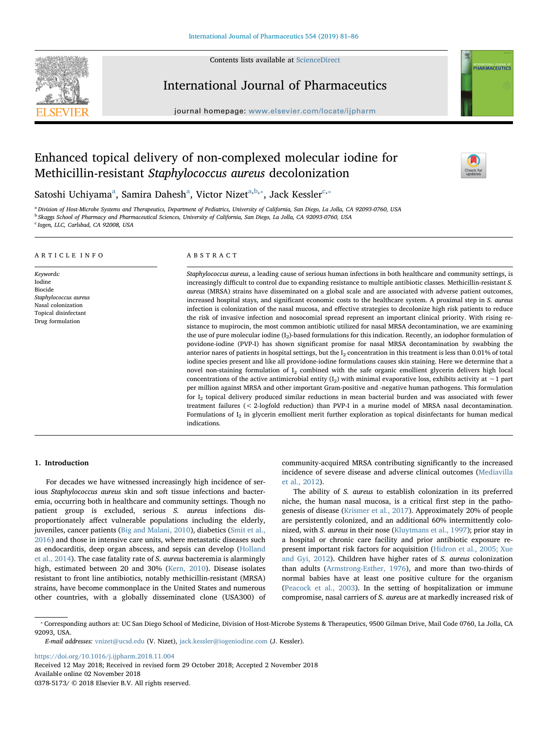# Enhanced topical delivery of non-complexed molecular iodine for Methicillin-resistant *Staphylococcus aureus* decolonization

Satoshi Uchiyama[a], Samira Dahesh[a], Victor Nizet[a,b,*], Jack Kessler[c,*]

[a] Division of Host-Microbe Systems and Therapeutics, Department of Pediatrics, University of California, San Diego, La Jolla, CA 92093-0760, USA
[b] Skaggs School of Pharmacy and Pharmaceutical Sciences, University of California, San Diego, La Jolla, CA 92093-0760, USA
[c] Iogen, LLC, Carlsbad, CA 92008, USA

## ARTICLE INFO

*Keywords:*
Iodine
Biocide
*Staphylococcus aureus*
Nasal colonization
Topical disinfectant
Drug formulation

## ABSTRACT

*Staphylococcus aureus*, a leading cause of serious human infections in both healthcare and community settings, is increasingly difficult to control due to expanding resistance to multiple antibiotic classes. Methicillin-resistant *S. aureus* (MRSA) strains have disseminated on a global scale and are associated with adverse patient outcomes, increased hospital stays, and significant economic costs to the healthcare system. A proximal step in *S. aureus* infection is colonization of the nasal mucosa, and effective strategies to decolonize high risk patients to reduce the risk of invasive infection and nosocomial spread represent an important clinical priority. With rising resistance to mupirocin, the most common antibiotic utilized for nasal MRSA decontamination, we are examining the use of pure molecular iodine ($I_2$)-based formulations for this indication. Recently, an iodophor formulation of povidone-iodine (PVP-I) has shown significant promise for nasal MRSA decontamination by swabbing the anterior nares of patients in hospital settings, but the $I_2$ concentration in this treatment is less than 0.01% of total iodine species present and like all providone-iodine formulations causes skin staining. Here we determine that a novel non-staining formulation of $I_2$ combined with the safe organic emollient glycerin delivers high local concentrations of the active antimicrobial entity ($I_2$) with minimal evaporative loss, exhibits activity at ~1 part per million against MRSA and other important Gram-positive and -negative human pathogens. This formulation for $I_2$ topical delivery produced similar reductions in mean bacterial burden and was associated with fewer treatment failures (< 2-logfold reduction) than PVP-I in a murine model of MRSA nasal decontamination. Formulations of $I_2$ in glycerin emollient merit further exploration as topical disinfectants for human medical indications.

## 1. Introduction

For decades we have witnessed increasingly high incidence of serious *Staphylococcus aureus* skin and soft tissue infections and bacteremia, occurring both in healthcare and community settings. Though no patient group is excluded, serious *S. aureus* infections disproportionately affect vulnerable populations including the elderly, juveniles, cancer patients (Big and Malani, 2010), diabetics (Smit et al., 2016) and those in intensive care units, where metastatic diseases such as endocarditis, deep organ abscess, and sepsis can develop (Holland et al., 2014). The case fatality rate of *S. aureus* bacteremia is alarmingly high, estimated between 20 and 30% (Kern, 2010). Disease isolates resistant to front line antibiotics, notably methicillin-resistant (MRSA) strains, have become commonplace in the United States and numerous other countries, with a globally disseminated clone (USA300) of community-acquired MRSA contributing significantly to the increased incidence of severe disease and adverse clinical outcomes (Mediavilla et al., 2012).

The ability of *S. aureus* to establish colonization in its preferred niche, the human nasal mucosa, is a critical first step in the pathogenesis of disease (Krismer et al., 2017). Approximately 20% of people are persistently colonized, and an additional 60% intermittently colonized, with *S. aureus* in their nose (Kluytmans et al., 1997); prior stay in a hospital or chronic care facility and prior antibiotic exposure represent important risk factors for acquisition (Hidron et al., 2005; Xue and Gyi, 2012). Children have higher rates of *S. aureus* colonization than adults (Armstrong-Esther, 1976), and more than two-thirds of normal babies have at least one positive culture for the organism (Peacock et al., 2003). In the setting of hospitalization or immune compromise, nasal carriers of *S. aureus* are at markedly increased risk of

---

* Corresponding authors at: UC San Diego School of Medicine, Division of Host-Microbe Systems & Therapeutics, 9500 Gilman Drive, Mail Code 0760, La Jolla, CA 92093, USA.
*E-mail addresses:* vnizet@ucsd.edu (V. Nizet), jack.kessler@iogeniodine.com (J. Kessler).

https://doi.org/10.1016/j.ijpharm.2018.11.004
Received 12 May 2018; Received in revised form 29 October 2018; Accepted 2 November 2018
Available online 02 November 2018
0378-5173/ © 2018 Elsevier B.V. All rights reserved.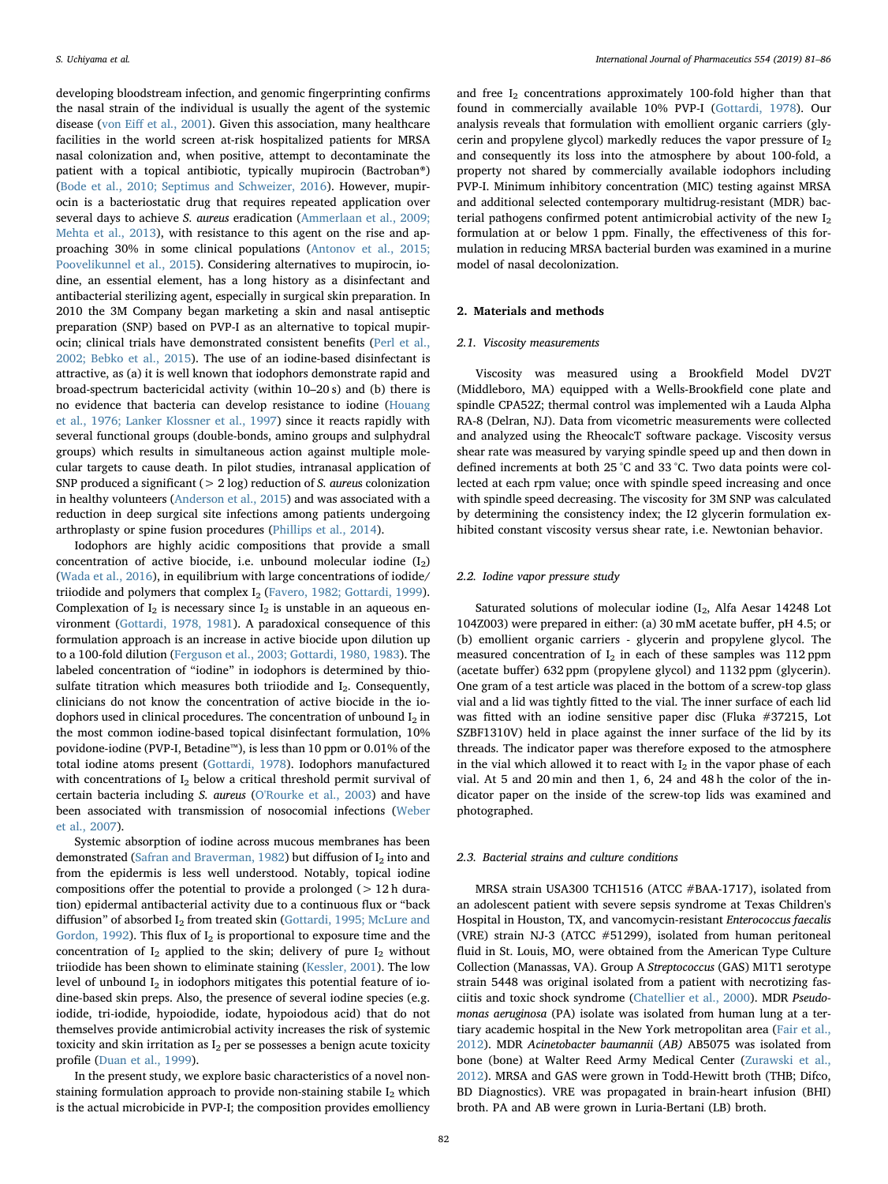developing bloodstream infection, and genomic fingerprinting confirms the nasal strain of the individual is usually the agent of the systemic disease (von Eiff et al., 2001). Given this association, many healthcare facilities in the world screen at-risk hospitalized patients for MRSA nasal colonization and, when positive, attempt to decontaminate the patient with a topical antibiotic, typically mupirocin (Bactroban®) (Bode et al., 2010; Septimus and Schweizer, 2016). However, mupirocin is a bacteriostatic drug that requires repeated application over several days to achieve *S. aureus* eradication (Ammerlaan et al., 2009; Mehta et al., 2013), with resistance to this agent on the rise and approaching 30% in some clinical populations (Antonov et al., 2015; Poovelikunnel et al., 2015). Considering alternatives to mupirocin, iodine, an essential element, has a long history as a disinfectant and antibacterial sterilizing agent, especially in surgical skin preparation. In 2010 the 3M Company began marketing a skin and nasal antiseptic preparation (SNP) based on PVP-I as an alternative to topical mupirocin; clinical trials have demonstrated consistent benefits (Perl et al., 2002; Bebko et al., 2015). The use of an iodine-based disinfectant is attractive, as (a) it is well known that iodophors demonstrate rapid and broad-spectrum bactericidal activity (within 10–20 s) and (b) there is no evidence that bacteria can develop resistance to iodine (Houang et al., 1976; Lanker Klossner et al., 1997) since it reacts rapidly with several functional groups (double-bonds, amino groups and sulphydral groups) which results in simultaneous action against multiple molecular targets to cause death. In pilot studies, intranasal application of SNP produced a significant (> 2 log) reduction of *S. aureus* colonization in healthy volunteers (Anderson et al., 2015) and was associated with a reduction in deep surgical site infections among patients undergoing arthroplasty or spine fusion procedures (Phillips et al., 2014).

Iodophors are highly acidic compositions that provide a small concentration of active biocide, i.e. unbound molecular iodine ($I_2$) (Wada et al., 2016), in equilibrium with large concentrations of iodide/triiodide and polymers that complex $I_2$ (Favero, 1982; Gottardi, 1999). Complexation of $I_2$ is necessary since $I_2$ is unstable in an aqueous environment (Gottardi, 1978, 1981). A paradoxical consequence of this formulation approach is an increase in active biocide upon dilution up to a 100-fold dilution (Ferguson et al., 2003; Gottardi, 1980, 1983). The labeled concentration of "iodine" in iodophors is determined by thiosulfate titration which measures both triiodide and $I_2$. Consequently, clinicians do not know the concentration of active biocide in the iodophors used in clinical procedures. The concentration of unbound $I_2$ in the most common iodine-based topical disinfectant formulation, 10% povidone-iodine (PVP-I, Betadine™), is less than 10 ppm or 0.01% of the total iodine atoms present (Gottardi, 1978). Iodophors manufactured with concentrations of $I_2$ below a critical threshold permit survival of certain bacteria including *S. aureus* (O'Rourke et al., 2003) and have been associated with transmission of nosocomial infections (Weber et al., 2007).

Systemic absorption of iodine across mucous membranes has been demonstrated (Safran and Braverman, 1982) but diffusion of $I_2$ into and from the epidermis is less well understood. Notably, topical iodine compositions offer the potential to provide a prolonged (> 12 h duration) epidermal antibacterial activity due to a continuous flux or "back diffusion" of absorbed $I_2$ from treated skin (Gottardi, 1995; McLure and Gordon, 1992). This flux of $I_2$ is proportional to exposure time and the concentration of $I_2$ applied to the skin; delivery of pure $I_2$ without triiodide has been shown to eliminate staining (Kessler, 2001). The low level of unbound $I_2$ in iodophors mitigates this potential feature of iodine-based skin preps. Also, the presence of several iodine species (e.g. iodide, tri-iodide, hypoiodide, iodate, hypoiodous acid) that do not themselves provide antimicrobial activity increases the risk of systemic toxicity and skin irritation as $I_2$ per se possesses a benign acute toxicity profile (Duan et al., 1999).

In the present study, we explore basic characteristics of a novel non-staining formulation approach to provide non-staining stabile $I_2$ which is the actual microbicide in PVP-I; the composition provides emolliency and free $I_2$ concentrations approximately 100-fold higher than that found in commercially available 10% PVP-I (Gottardi, 1978). Our analysis reveals that formulation with emollient organic carriers (glycerin and propylene glycol) markedly reduces the vapor pressure of $I_2$ and consequently its loss into the atmosphere by about 100-fold, a property not shared by commercially available iodophors including PVP-I. Minimum inhibitory concentration (MIC) testing against MRSA and additional selected contemporary multidrug-resistant (MDR) bacterial pathogens confirmed potent antimicrobial activity of the new $I_2$ formulation at or below 1 ppm. Finally, the effectiveness of this formulation in reducing MRSA bacterial burden was examined in a murine model of nasal decolonization.

## 2. Materials and methods

### 2.1. Viscosity measurements

Viscosity was measured using a Brookfield Model DV2T (Middleboro, MA) equipped with a Wells-Brookfield cone plate and spindle CPA52Z; thermal control was implemented wih a Lauda Alpha RA-8 (Delran, NJ). Data from vicometric measurements were collected and analyzed using the RheocalcT software package. Viscosity versus shear rate was measured by varying spindle speed up and then down in defined increments at both 25 °C and 33 °C. Two data points were collected at each rpm value; once with spindle speed increasing and once with spindle speed decreasing. The viscosity for 3M SNP was calculated by determining the consistency index; the I2 glycerin formulation exhibited constant viscosity versus shear rate, i.e. Newtonian behavior.

### 2.2. Iodine vapor pressure study

Saturated solutions of molecular iodine ($I_2$, Alfa Aesar 14248 Lot 104Z003) were prepared in either: (a) 30 mM acetate buffer, pH 4.5; or (b) emollient organic carriers - glycerin and propylene glycol. The measured concentration of $I_2$ in each of these samples was 112 ppm (acetate buffer) 632 ppm (propylene glycol) and 1132 ppm (glycerin). One gram of a test article was placed in the bottom of a screw-top glass vial and a lid was tightly fitted to the vial. The inner surface of each lid was fitted with an iodine sensitive paper disc (Fluka #37215, Lot SZBF1310V) held in place against the inner surface of the lid by its threads. The indicator paper was therefore exposed to the atmosphere in the vial which allowed it to react with $I_2$ in the vapor phase of each vial. At 5 and 20 min and then 1, 6, 24 and 48 h the color of the indicator paper on the inside of the screw-top lids was examined and photographed.

### 2.3. Bacterial strains and culture conditions

MRSA strain USA300 TCH1516 (ATCC #BAA-1717), isolated from an adolescent patient with severe sepsis syndrome at Texas Children's Hospital in Houston, TX, and vancomycin-resistant *Enterococcus faecalis* (VRE) strain NJ-3 (ATCC #51299), isolated from human peritoneal fluid in St. Louis, MO, were obtained from the American Type Culture Collection (Manassas, VA). Group A *Streptococcus* (GAS) M1T1 serotype strain 5448 was original isolated from a patient with necrotizing fasciitis and toxic shock syndrome (Chatellier et al., 2000). MDR *Pseudomonas aeruginosa* (PA) isolate was isolated from human lung at a tertiary academic hospital in the New York metropolitan area (Fair et al., 2012). MDR *Acinetobacter baumannii* (*AB*) AB5075 was isolated from bone (bone) at Walter Reed Army Medical Center (Zurawski et al., 2012). MRSA and GAS were grown in Todd-Hewitt broth (THB; Difco, BD Diagnostics). VRE was propagated in brain-heart infusion (BHI) broth. PA and AB were grown in Luria-Bertani (LB) broth.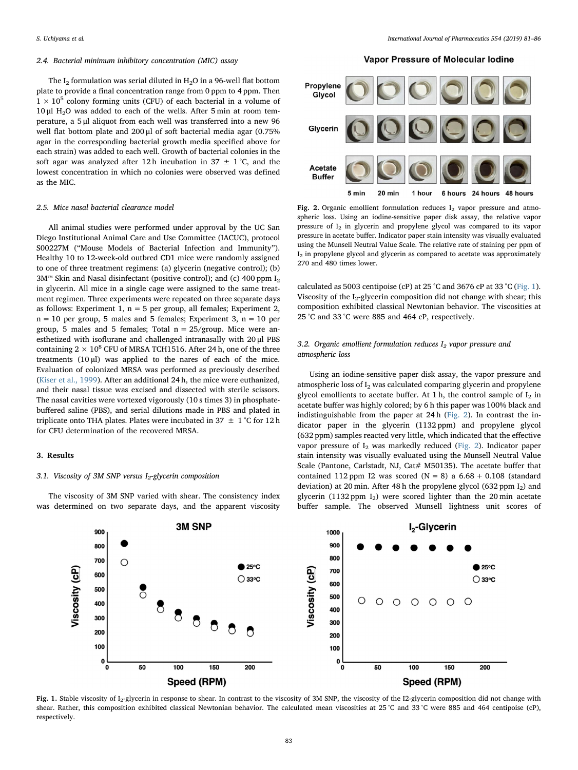### 2.4. Bacterial minimum inhibitory concentration (MIC) assay

The $I_2$ formulation was serial diluted in $H_2O$ in a 96-well flat bottom plate to provide a final concentration range from 0 ppm to 4 ppm. Then $1 \times 10^5$ colony forming units (CFU) of each bacterial in a volume of 10 µl $H_2O$ was added to each of the wells. After 5 min at room temperature, a 5 µl aliquot from each well was transferred into a new 96 well flat bottom plate and 200 µl of soft bacterial media agar (0.75% agar in the corresponding bacterial growth media specified above for each strain) was added to each well. Growth of bacterial colonies in the soft agar was analyzed after 12 h incubation in 37 ± 1 °C, and the lowest concentration in which no colonies were observed was defined as the MIC.

### 2.5. Mice nasal bacterial clearance model

All animal studies were performed under approval by the UC San Diego Institutional Animal Care and Use Committee (IACUC), protocol S00227M ("Mouse Models of Bacterial Infection and Immunity"). Healthy 10 to 12-week-old outbred CD1 mice were randomly assigned to one of three treatment regimens: (a) glycerin (negative control); (b) 3M™ Skin and Nasal disinfectant (positive control); and (c) 400 ppm $I_2$ in glycerin. All mice in a single cage were assigned to the same treatment regimen. Three experiments were repeated on three separate days as follows: Experiment 1, n = 5 per group, all females; Experiment 2, n = 10 per group, 5 males and 5 females; Experiment 3, n = 10 per group, 5 males and 5 females; Total n = 25/group. Mice were anesthetized with isoflurane and challenged intranasally with 20 µl PBS containing $2 \times 10^8$ CFU of MRSA TCH1516. After 24 h, one of the three treatments (10 µl) was applied to the nares of each of the mice. Evaluation of colonized MRSA was performed as previously described (Kiser et al., 1999). After an additional 24 h, the mice were euthanized, and their nasal tissue was excised and dissected with sterile scissors. The nasal cavities were vortexed vigorously (10 s times 3) in phosphate-buffered saline (PBS), and serial dilutions made in PBS and plated in triplicate onto THA plates. Plates were incubated in 37 ± 1 °C for 12 h for CFU determination of the recovered MRSA.

## 3. Results

### 3.1. Viscosity of 3M SNP versus $I_2$-glycerin composition

The viscosity of 3M SNP varied with shear. The consistency index was determined on two separate days, and the apparent viscosity calculated as 5003 centipoise (cP) at 25 °C and 3676 cP at 33 °C (Fig. 1). Viscosity of the $I_2$-glycerin composition did not change with shear; this composition exhibited classical Newtonian behavior. The viscosities at 25 °C and 33 °C were 885 and 464 cP, respectively.

### 3.2. Organic emollient formulation reduces $I_2$ vapor pressure and atmospheric loss

Using an iodine-sensitive paper disk assay, the vapor pressure and atmospheric loss of $I_2$ was calculated comparing glycerin and propylene glycol emollients to acetate buffer. At 1 h, the control sample of $I_2$ in acetate buffer was highly colored; by 6 h this paper was 100% black and indistinguishable from the paper at 24 h (Fig. 2). In contrast the indicator paper in the glycerin (1132 ppm) and propylene glycol (632 ppm) samples reacted very little, which indicated that the effective vapor pressure of $I_2$ was markedly reduced (Fig. 2). Indicator paper stain intensity was visually evaluated using the Munsell Neutral Value Scale (Pantone, Carlstadt, NJ, Cat# M50135). The acetate buffer that contained 112 ppm I2 was scored (N = 8) a 6.68 + 0.108 (standard deviation) at 20 min. After 48 h the propylene glycol (632 ppm $I_2$) and glycerin (1132 ppm $I_2$) were scored lighter than the 20 min acetate buffer sample. The observed Munsell lightness unit scores of

Fig. 2. Organic emollient formulation reduces $I_2$ vapor pressure and atmospheric loss. Using an iodine-sensitive paper disk assay, the relative vapor pressure of $I_2$ in glycerin and propylene glycol was compared to its vapor pressure in acetate buffer. Indicator paper stain intensity was visually evaluated using the Munsell Neutral Value Scale. The relative rate of staining per ppm of $I_2$ in propylene glycol and glycerin as compared to acetate was approximately 270 and 480 times lower.

Fig. 1. Stable viscosity of $I_2$-glycerin in response to shear. In contrast to the viscosity of 3M SNP, the viscosity of the I2-glycerin composition did not change with shear. Rather, this composition exhibited classical Newtonian behavior. The calculated mean viscosities at 25 °C and 33 °C were 885 and 464 centipoise (cP), respectively.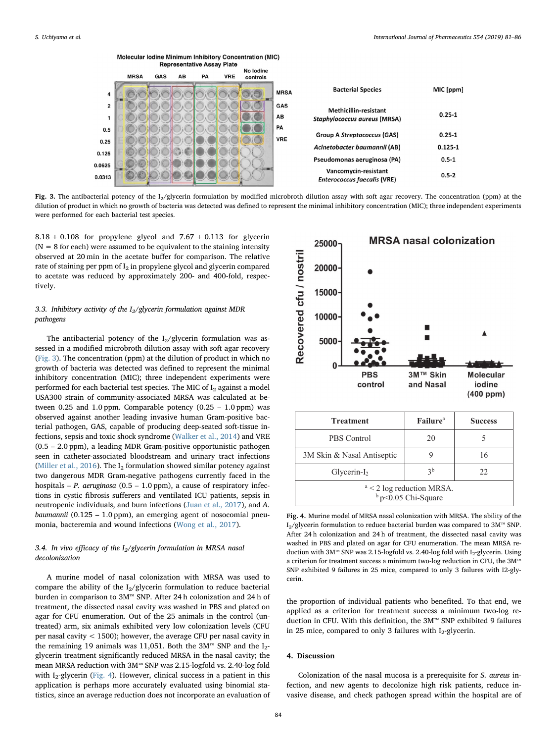**Fig. 3.** The antibacterial potency of the $I_2$/glycerin formulation by modified microbroth dilution assay with soft agar recovery. The concentration (ppm) at the dilution of product in which no growth of bacteria was detected was defined to represent the minimal inhibitory concentration (MIC); three independent experiments were performed for each bacterial test species.

| Bacterial Species | MIC [ppm] |
|---|---|
| Methicillin-resistant *Staphylococcus aureus* (MRSA) | 0.25-1 |
| Group A *Streptococcus* (GAS) | 0.25-1 |
| *Acinetobacter baumannii* (AB) | 0.125-1 |
| Pseudomonas aeruginosa (PA) | 0.5-1 |
| Vancomycin-resistant *Enterococcus faecalis* (VRE) | 0.5-2 |

8.18 + 0.108 for propylene glycol and 7.67 + 0.113 for glycerin (N = 8 for each) were assumed to be equivalent to the staining intensity observed at 20 min in the acetate buffer for comparison. The relative rate of staining per ppm of $I_2$ in propylene glycol and glycerin compared to acetate was reduced by approximately 200- and 400-fold, respectively.

### *3.3. Inhibitory activity of the $I_2$/glycerin formulation against MDR pathogens*

The antibacterial potency of the $I_2$/glycerin formulation was assessed in a modified microbroth dilution assay with soft agar recovery (Fig. 3). The concentration (ppm) at the dilution of product in which no growth of bacteria was detected was defined to represent the minimal inhibitory concentration (MIC); three independent experiments were performed for each bacterial test species. The MIC of $I_2$ against a model USA300 strain of community-associated MRSA was calculated at between 0.25 and 1.0 ppm. Comparable potency (0.25 – 1.0 ppm) was observed against another leading invasive human Gram-positive bacterial pathogen, GAS, capable of producing deep-seated soft-tissue infections, sepsis and toxic shock syndrome (Walker et al., 2014) and VRE (0.5 – 2.0 ppm), a leading MDR Gram-positive opportunistic pathogen seen in catheter-associated bloodstream and urinary tract infections (Miller et al., 2016). The $I_2$ formulation showed similar potency against two dangerous MDR Gram-negative pathogens currently faced in the hospitals – *P. aeruginosa* (0.5 – 1.0 ppm), a cause of respiratory infections in cystic fibrosis sufferers and ventilated ICU patients, sepsis in neutropenic individuals, and burn infections (Juan et al., 2017), and *A. baumannii* (0.125 – 1.0 ppm), an emerging agent of nosocomial pneumonia, bacteremia and wound infections (Wong et al., 2017).

### *3.4. In vivo efficacy of the $I_2$/glycerin formulation in MRSA nasal decolonization*

A murine model of nasal colonization with MRSA was used to compare the ability of the $I_2$/glycerin formulation to reduce bacterial burden in comparison to 3M™ SNP. After 24 h colonization and 24 h of treatment, the dissected nasal cavity was washed in PBS and plated on agar for CFU enumeration. Out of the 25 animals in the control (untreated) arm, six animals exhibited very low colonization levels (CFU per nasal cavity < 1500); however, the average CFU per nasal cavity in the remaining 19 animals was 11,051. Both the 3M™ SNP and the $I_2$-glycerin treatment significantly reduced MRSA in the nasal cavity; the mean MRSA reduction with 3M™ SNP was 2.15-logfold vs. 2.40-log fold with $I_2$-glycerin (Fig. 4). However, clinical success in a patient in this application is perhaps more accurately evaluated using binomial statistics, since an average reduction does not incorporate an evaluation of the proportion of individual patients who benefited. To that end, we applied as a criterion for treatment success a minimum two-log reduction in CFU. With this definition, the 3M™ SNP exhibited 9 failures in 25 mice, compared to only 3 failures with $I_2$-glycerin.

| Treatment | Failure[a] | Success |
|---|---|---|
| PBS Control | 20 | 5 |
| 3M Skin & Nasal Antiseptic | 9 | 16 |
| Glycerin-$I_2$ | 3[b] | 22 |

[a] < 2 log reduction MRSA.
[b] p<0.05 Chi-Square

**Fig. 4.** Murine model of MRSA nasal colonization with MRSA. The ability of the $I_2$/glycerin formulation to reduce bacterial burden was compared to 3M™ SNP. After 24 h colonization and 24 h of treatment, the dissected nasal cavity was washed in PBS and plated on agar for CFU enumeration. The mean MRSA reduction with 3M™ SNP was 2.15-logfold vs. 2.40-log fold with $I_2$-glycerin. Using a criterion for treatment success a minimum two-log reduction in CFU, the 3M™ SNP exhibited 9 failures in 25 mice, compared to only 3 failures with I2-glycerin.

## 4. Discussion

Colonization of the nasal mucosa is a prerequisite for *S. aureus* infection, and new agents to decolonize high risk patients, reduce invasive disease, and check pathogen spread within the hospital are of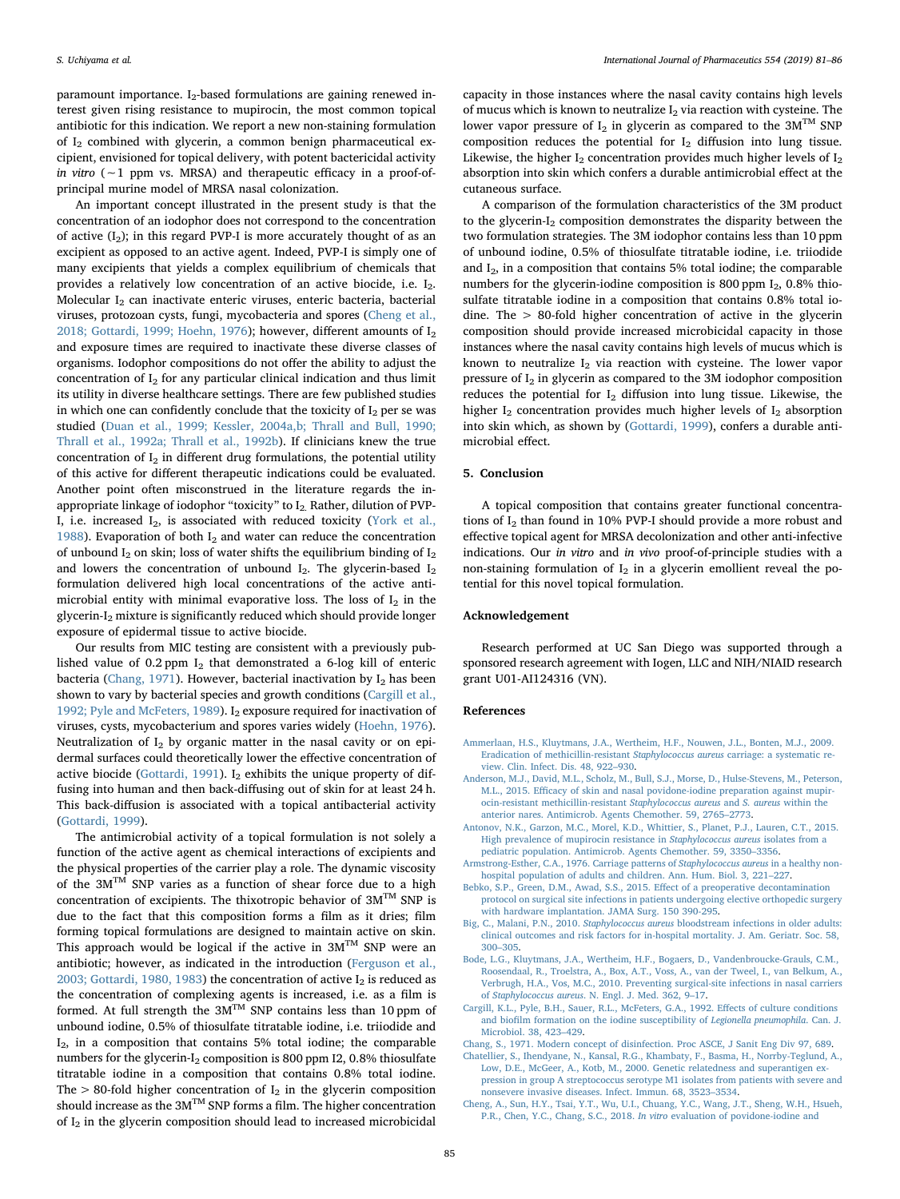paramount importance. $I_2$-based formulations are gaining renewed interest given rising resistance to mupirocin, the most common topical antibiotic for this indication. We report a new non-staining formulation of $I_2$ combined with glycerin, a common benign pharmaceutical excipient, envisioned for topical delivery, with potent bactericidal activity *in vitro* (~1 ppm vs. MRSA) and therapeutic efficacy in a proof-of-principal murine model of MRSA nasal colonization.

An important concept illustrated in the present study is that the concentration of an iodophor does not correspond to the concentration of active ($I_2$); in this regard PVP-I is more accurately thought of as an excipient as opposed to an active agent. Indeed, PVP-I is simply one of many excipients that yields a complex equilibrium of chemicals that provides a relatively low concentration of an active biocide, i.e. $I_2$. Molecular $I_2$ can inactivate enteric viruses, enteric bacteria, bacterial viruses, protozoan cysts, fungi, mycobacteria and spores (Cheng et al., 2018; Gottardi, 1999; Hoehn, 1976); however, different amounts of $I_2$ and exposure times are required to inactivate these diverse classes of organisms. Iodophor compositions do not offer the ability to adjust the concentration of $I_2$ for any particular clinical indication and thus limit its utility in diverse healthcare settings. There are few published studies in which one can confidently conclude that the toxicity of $I_2$ per se was studied (Duan et al., 1999; Kessler, 2004a,b; Thrall and Bull, 1990; Thrall et al., 1992a; Thrall et al., 1992b). If clinicians knew the true concentration of $I_2$ in different drug formulations, the potential utility of this active for different therapeutic indications could be evaluated. Another point often misconstrued in the literature regards the inappropriate linkage of iodophor "toxicity" to $I_2$. Rather, dilution of PVP-I, i.e. increased $I_2$, is associated with reduced toxicity (York et al., 1988). Evaporation of both $I_2$ and water can reduce the concentration of unbound $I_2$ on skin; loss of water shifts the equilibrium binding of $I_2$ and lowers the concentration of unbound $I_2$. The glycerin-based $I_2$ formulation delivered high local concentrations of the active antimicrobial entity with minimal evaporative loss. The loss of $I_2$ in the glycerin-$I_2$ mixture is significantly reduced which should provide longer exposure of epidermal tissue to active biocide.

Our results from MIC testing are consistent with a previously published value of 0.2 ppm $I_2$ that demonstrated a 6-log kill of enteric bacteria (Chang, 1971). However, bacterial inactivation by $I_2$ has been shown to vary by bacterial species and growth conditions (Cargill et al., 1992; Pyle and McFeters, 1989). $I_2$ exposure required for inactivation of viruses, cysts, mycobacterium and spores varies widely (Hoehn, 1976). Neutralization of $I_2$ by organic matter in the nasal cavity or on epidermal surfaces could theoretically lower the effective concentration of active biocide (Gottardi, 1991). $I_2$ exhibits the unique property of diffusing into human and then back-diffusing out of skin for at least 24 h. This back-diffusion is associated with a topical antibacterial activity (Gottardi, 1999).

The antimicrobial activity of a topical formulation is not solely a function of the active agent as chemical interactions of excipients and the physical properties of the carrier play a role. The dynamic viscosity of the 3M™ SNP varies as a function of shear force due to a high concentration of excipients. The thixotropic behavior of 3M™ SNP is due to the fact that this composition forms a film as it dries; film forming topical formulations are designed to maintain active on skin. This approach would be logical if the active in 3M™ SNP were an antibiotic; however, as indicated in the introduction (Ferguson et al., 2003; Gottardi, 1980, 1983) the concentration of active $I_2$ is reduced as the concentration of complexing agents is increased, i.e. as a film is formed. At full strength the 3M™ SNP contains less than 10 ppm of unbound iodine, 0.5% of thiosulfate titratable iodine, i.e. triiodide and $I_2$, in a composition that contains 5% total iodine; the comparable numbers for the glycerin-$I_2$ composition is 800 ppm I2, 0.8% thiosulfate titratable iodine in a composition that contains 0.8% total iodine. The > 80-fold higher concentration of $I_2$ in the glycerin composition should increase as the 3M™ SNP forms a film. The higher concentration of $I_2$ in the glycerin composition should lead to increased microbicidal capacity in those instances where the nasal cavity contains high levels of mucus which is known to neutralize $I_2$ via reaction with cysteine. The lower vapor pressure of $I_2$ in glycerin as compared to the 3M™ SNP composition reduces the potential for $I_2$ diffusion into lung tissue. Likewise, the higher $I_2$ concentration provides much higher levels of $I_2$ absorption into skin which confers a durable antimicrobial effect at the cutaneous surface.

A comparison of the formulation characteristics of the 3M product to the glycerin-$I_2$ composition demonstrates the disparity between the two formulation strategies. The 3M iodophor contains less than 10 ppm of unbound iodine, 0.5% of thiosulfate titratable iodine, i.e. triiodide and $I_2$, in a composition that contains 5% total iodine; the comparable numbers for the glycerin-iodine composition is 800 ppm $I_2$, 0.8% thiosulfate titratable iodine in a composition that contains 0.8% total iodine. The > 80-fold higher concentration of active in the glycerin composition should provide increased microbicidal capacity in those instances where the nasal cavity contains high levels of mucus which is known to neutralize $I_2$ via reaction with cysteine. The lower vapor pressure of $I_2$ in glycerin as compared to the 3M iodophor composition reduces the potential for $I_2$ diffusion into lung tissue. Likewise, the higher $I_2$ concentration provides much higher levels of $I_2$ absorption into skin which, as shown by (Gottardi, 1999), confers a durable antimicrobial effect.

## 5. Conclusion

A topical composition that contains greater functional concentrations of $I_2$ than found in 10% PVP-I should provide a more robust and effective topical agent for MRSA decolonization and other anti-infective indications. Our *in vitro* and *in vivo* proof-of-principle studies with a non-staining formulation of $I_2$ in a glycerin emollient reveal the potential for this novel topical formulation.

## Acknowledgement

Research performed at UC San Diego was supported through a sponsored research agreement with Iogen, LLC and NIH/NIAID research grant U01-AI124316 (VN).

## References

Ammerlaan, H.S., Kluytmans, J.A., Wertheim, H.F., Nouwen, J.L., Bonten, M.J., 2009. Eradication of methicillin-resistant *Staphylococcus aureus* carriage: a systematic review. Clin. Infect. Dis. 48, 922–930.

Anderson, M.J., David, M.L., Scholz, M., Bull, S.J., Morse, D., Hulse-Stevens, M., Peterson, M.L., 2015. Efficacy of skin and nasal povidone-iodine preparation against mupirocin-resistant methicillin-resistant *Staphylococcus aureus* and *S. aureus* within the anterior nares. Antimicrob. Agents Chemother. 59, 2765–2773.

Antonov, N.K., Garzon, M.C., Morel, K.D., Whittier, S., Planet, P.J., Lauren, C.T., 2015. High prevalence of mupirocin resistance in *Staphylococcus aureus* isolates from a pediatric population. Antimicrob. Agents Chemother. 59, 3350–3356.

Armstrong-Esther, C.A., 1976. Carriage patterns of *Staphylococcus aureus* in a healthy non-hospital population of adults and children. Ann. Hum. Biol. 3, 221–227.

Bebko, S.P., Green, D.M., Awad, S.S., 2015. Effect of a preoperative decontamination protocol on surgical site infections in patients undergoing elective orthopedic surgery with hardware implantation. JAMA Surg. 150 390-295.

Big, C., Malani, P.N., 2010. *Staphylococcus aureus* bloodstream infections in older adults: clinical outcomes and risk factors for in-hospital mortality. J. Am. Geriatr. Soc. 58, 300–305.

Bode, L.G., Kluytmans, J.A., Wertheim, H.F., Bogaers, D., Vandenbroucke-Grauls, C.M., Roosendaal, R., Troelstra, A., Box, A.T., Voss, A., van der Tweel, I., van Belkum, A., Verbrugh, H.A., Vos, M.C., 2010. Preventing surgical-site infections in nasal carriers of *Staphylococcus aureus*. N. Engl. J. Med. 362, 9–17.

Cargill, K.L., Pyle, B.H., Sauer, R.L., McFeters, G.A., 1992. Effects of culture conditions and biofilm formation on the iodine susceptibility of *Legionella pneumophila*. Can. J. Microbiol. 38, 423–429.

Chang, S., 1971. Modern concept of disinfection. Proc ASCE, J Sanit Eng Div 97, 689.

Chatellier, S., Ihendyane, N., Kansal, R.G., Khambaty, F., Basma, H., Norrby-Teglund, A., Low, D.E., McGeer, A., Kotb, M., 2000. Genetic relatedness and superantigen expression in group A streptococcus serotype M1 isolates from patients with severe and nonsevere invasive diseases. Infect. Immun. 68, 3523–3534.

Cheng, A., Sun, H.Y., Tsai, Y.T., Wu, U.I., Chuang, Y.C., Wang, J.T., Sheng, W.H., Hsueh, P.R., Chen, Y.C., Chang, S.C., 2018. *In vitro* evaluation of povidone-iodine and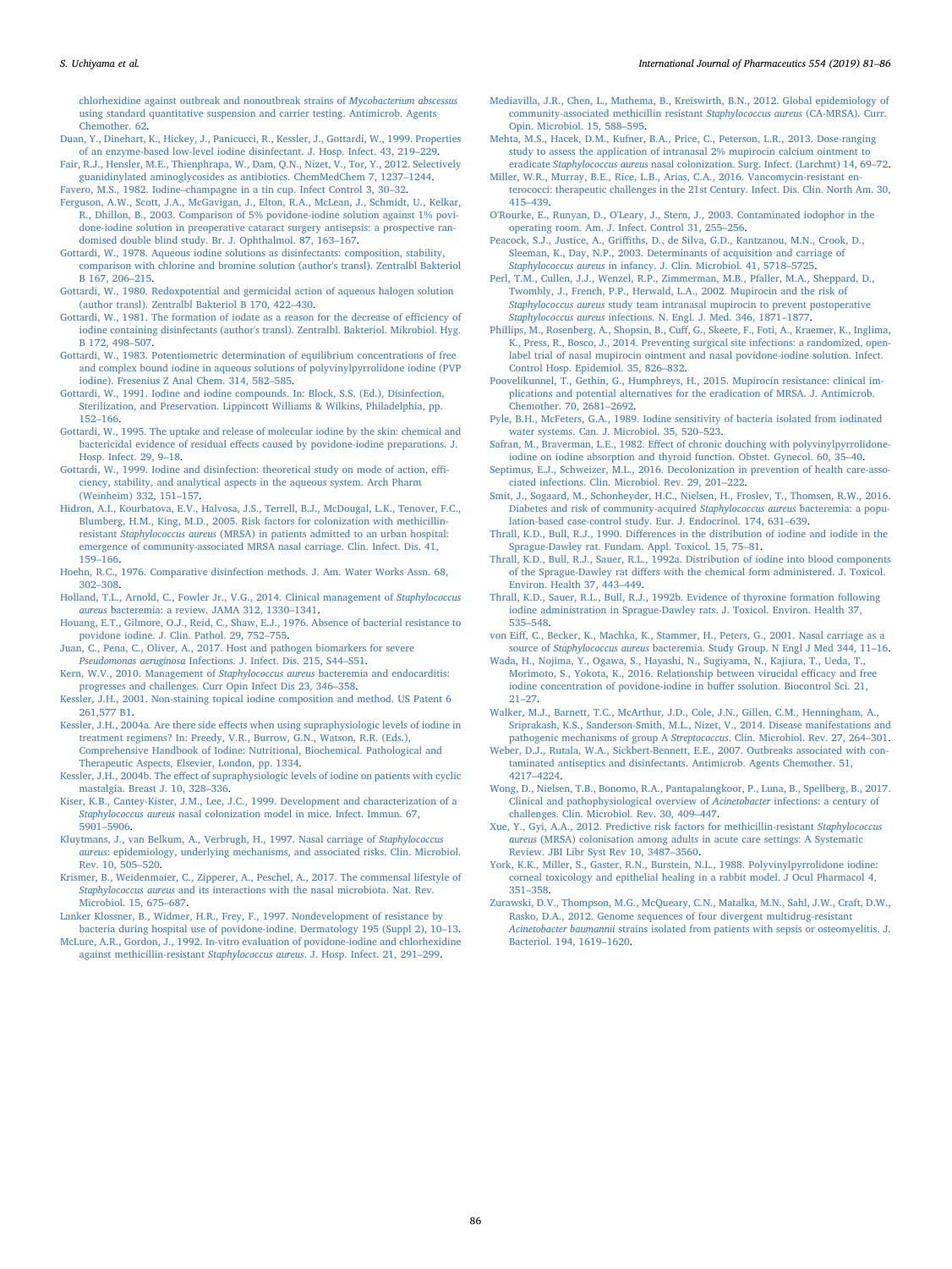chlorhexidine against outbreak and nonoutbreak strains of *Mycobacterium abscessus* using standard quantitative suspension and carrier testing. Antimicrob. Agents Chemother. 62.

Duan, Y., Dinehart, K., Hickey, J., Panicucci, R., Kessler, J., Gottardi, W., 1999. Properties of an enzyme-based low-level iodine disinfectant. J. Hosp. Infect. 43, 219–229.

Fair, R.J., Hensler, M.E., Thienphrapa, W., Dam, Q.N., Nizet, V., Tor, Y., 2012. Selectively guanidinylated aminoglycosides as antibiotics. ChemMedChem 7, 1237–1244.

Favero, M.S., 1982. Iodine–champagne in a tin cup. Infect Control 3, 30–32.

Ferguson, A.W., Scott, J.A., McGavigan, J., Elton, R.A., McLean, J., Schmidt, U., Kelkar, R., Dhillon, B., 2003. Comparison of 5% povidone-iodine solution against 1% povidone-iodine solution in preoperative cataract surgery antisepsis: a prospective randomised double blind study. Br. J. Ophthalmol. 87, 163–167.

Gottardi, W., 1978. Aqueous iodine solutions as disinfectants: composition, stability, comparison with chlorine and bromine solution (author's transl). Zentralbl Bakteriol B 167, 206–215.

Gottardi, W., 1980. Redoxpotential and germicidal action of aqueous halogen solution (author transl). Zentralbl Bakteriol B 170, 422–430.

Gottardi, W., 1981. The formation of iodate as a reason for the decrease of efficiency of iodine containing disinfectants (author's transl). Zentralbl. Bakteriol. Mikrobiol. Hyg. B 172, 498–507.

Gottardi, W., 1983. Potentiometric determination of equilibrium concentrations of free and complex bound iodine in aqueous solutions of polyvinylpyrrolidone iodine (PVP iodine). Fresenius Z Anal Chem. 314, 582–585.

Gottardi, W., 1991. Iodine and iodine compounds. In: Block, S.S. (Ed.), Disinfection, Sterilization, and Preservation. Lippincott Williams & Wilkins, Philadelphia, pp. 152–166.

Gottardi, W., 1995. The uptake and release of molecular iodine by the skin: chemical and bactericidal evidence of residual effects caused by povidone-iodine preparations. J. Hosp. Infect. 29, 9–18.

Gottardi, W., 1999. Iodine and disinfection: theoretical study on mode of action, efficiency, stability, and analytical aspects in the aqueous system. Arch Pharm (Weinheim) 332, 151–157.

Hidron, A.I., Kourbatova, E.V., Halvosa, J.S., Terrell, B.J., McDougal, L.K., Tenover, F.C., Blumberg, H.M., King, M.D., 2005. Risk factors for colonization with methicillin-resistant *Staphylococcus aureus* (MRSA) in patients admitted to an urban hospital: emergence of community-associated MRSA nasal carriage. Clin. Infect. Dis. 41, 159–166.

Hoehn, R.C., 1976. Comparative disinfection methods. J. Am. Water Works Assn. 68, 302–308.

Holland, T.L., Arnold, C., Fowler Jr., V.G., 2014. Clinical management of *Staphylococcus aureus* bacteremia: a review. JAMA 312, 1330–1341.

Houang, E.T., Gilmore, O.J., Reid, C., Shaw, E.J., 1976. Absence of bacterial resistance to povidone iodine. J. Clin. Pathol. 29, 752–755.

Juan, C., Pena, C., Oliver, A., 2017. Host and pathogen biomarkers for severe *Pseudomonas aeruginosa* Infections. J. Infect. Dis. 215, S44–S51.

Kern, W.V., 2010. Management of *Staphylococcus aureus* bacteremia and endocarditis: progresses and challenges. Curr Opin Infect Dis 23, 346–358.

Kessler, J.H., 2001. Non-staining topical iodine composition and method. US Patent 6 261,577 B1.

Kessler, J.H., 2004a. Are there side effects when using supraphysiologic levels of iodine in treatment regimens? In: Preedy, V.R., Burrow, G.N., Watson, R.R. (Eds.), Comprehensive Handbook of Iodine: Nutritional, Biochemical. Pathological and Therapeutic Aspects, Elsevier, London, pp. 1334.

Kessler, J.H., 2004b. The effect of supraphysiologic levels of iodine on patients with cyclic mastalgia. Breast J. 10, 328–336.

Kiser, K.B., Cantey-Kister, J.M., Lee, J.C., 1999. Development and characterization of a *Staphylococcus aureus* nasal colonization model in mice. Infect. Immun. 67, 5901–5906.

Kluytmans, J., van Belkum, A., Verbrugh, H., 1997. Nasal carriage of *Staphylococcus aureus*: epidemiology, underlying mechanisms, and associated risks. Clin. Microbiol. Rev. 10, 505–520.

Krismer, B., Weidenmaier, C., Zipperer, A., Peschel, A., 2017. The commensal lifestyle of *Staphylococcus aureus* and its interactions with the nasal microbiota. Nat. Rev. Microbiol. 15, 675–687.

Lanker Klossner, B., Widmer, H.R., Frey, F., 1997. Nondevelopment of resistance by bacteria during hospital use of povidone-iodine. Dermatology 195 (Suppl 2), 10–13.

McLure, A.R., Gordon, J., 1992. In-vitro evaluation of povidone-iodine and chlorhexidine against methicillin-resistant *Staphylococcus aureus*. J. Hosp. Infect. 21, 291–299.

Mediavilla, J.R., Chen, L., Mathema, B., Kreiswirth, B.N., 2012. Global epidemiology of community-associated methicillin resistant *Staphylococcus aureus* (CA-MRSA). Curr. Opin. Microbiol. 15, 588–595.

Mehta, M.S., Hacek, D.M., Kufner, B.A., Price, C., Peterson, L.R., 2013. Dose-ranging study to assess the application of intranasal 2% mupirocin calcium ointment to eradicate *Staphylococcus aureus* nasal colonization. Surg. Infect. (Larchmt) 14, 69–72.

Miller, W.R., Murray, B.E., Rice, L.B., Arias, C.A., 2016. Vancomycin-resistant enterococci: therapeutic challenges in the 21st Century. Infect. Dis. Clin. North Am. 30, 415–439.

O'Rourke, E., Runyan, D., O'Leary, J., Stern, J., 2003. Contaminated iodophor in the operating room. Am. J. Infect. Control 31, 255–256.

Peacock, S.J., Justice, A., Griffiths, D., de Silva, G.D., Kantzanou, M.N., Crook, D., Sleeman, K., Day, N.P., 2003. Determinants of acquisition and carriage of *Staphylococcus aureus* in infancy. J. Clin. Microbiol. 41, 5718–5725.

Perl, T.M., Cullen, J.J., Wenzel, R.P., Zimmerman, M.B., Pfaller, M.A., Sheppard, D., Twombly, J., French, P.P., Herwald, L.A., 2002. Mupirocin and the risk of *Staphylococcus aureus* study team intranasal mupirocin to prevent postoperative *Staphylococcus aureus* infections. N. Engl. J. Med. 346, 1871–1877.

Phillips, M., Rosenberg, A., Shopsin, B., Cuff, G., Skeete, F., Foti, A., Kraemer, K., Inglima, K., Press, R., Bosco, J., 2014. Preventing surgical site infections: a randomized, open-label trial of nasal mupirocin ointment and nasal povidone-iodine solution. Infect. Control Hosp. Epidemiol. 35, 826–832.

Poovelikunnel, T., Gethin, G., Humphreys, H., 2015. Mupirocin resistance: clinical implications and potential alternatives for the eradication of MRSA. J. Antimicrob. Chemother. 70, 2681–2692.

Pyle, B.H., McFeters, G.A., 1989. Iodine sensitivity of bacteria isolated from iodinated water systems. Can. J. Microbiol. 35, 520–523.

Safran, M., Braverman, L.E., 1982. Effect of chronic douching with polyvinylpyrrolidone-iodine on iodine absorption and thyroid function. Obstet. Gynecol. 60, 35–40.

Septimus, E.J., Schweizer, M.L., 2016. Decolonization in prevention of health care-associated infections. Clin. Microbiol. Rev. 29, 201–222.

Smit, J., Sogaard, M., Schonheyder, H.C., Nielsen, H., Froslev, T., Thomsen, R.W., 2016. Diabetes and risk of community-acquired *Staphylococcus aureus* bacteremia: a population-based case-control study. Eur. J. Endocrinol. 174, 631–639.

Thrall, K.D., Bull, R.J., 1990. Differences in the distribution of iodine and iodide in the Sprague-Dawley rat. Fundam. Appl. Toxicol. 15, 75–81.

Thrall, K.D., Bull, R.J., Sauer, R.L., 1992a. Distribution of iodine into blood components of the Sprague-Dawley rat differs with the chemical form administered. J. Toxicol. Environ. Health 37, 443–449.

Thrall, K.D., Sauer, R.L., Bull, R.J., 1992b. Evidence of thyroxine formation following iodine administration in Sprague-Dawley rats. J. Toxicol. Environ. Health 37, 535–548.

von Eiff, C., Becker, K., Machka, K., Stammer, H., Peters, G., 2001. Nasal carriage as a source of *Staphylococcus aureus* bacteremia. Study Group. N Engl J Med 344, 11–16.

Wada, H., Nojima, Y., Ogawa, S., Hayashi, N., Sugiyama, N., Kajiura, T., Ueda, T., Morimoto, S., Yokota, K., 2016. Relationship between virucidal efficacy and free iodine concentration of povidone-iodine in buffer ssolution. Biocontrol Sci. 21, 21–27.

Walker, M.J., Barnett, T.C., McArthur, J.D., Cole, J.N., Gillen, C.M., Henningham, A., Sriprakash, K.S., Sanderson-Smith, M.L., Nizet, V., 2014. Disease manifestations and pathogenic mechanisms of group A *Streptococcus*. Clin. Microbiol. Rev. 27, 264–301.

Weber, D.J., Rutala, W.A., Sickbert-Bennett, E.E., 2007. Outbreaks associated with contaminated antiseptics and disinfectants. Antimicrob. Agents Chemother. 51, 4217–4224.

Wong, D., Nielsen, T.B., Bonomo, R.A., Pantapalangkoor, P., Luna, B., Spellberg, B., 2017. Clinical and pathophysiological overview of *Acinetobacter* infections: a century of challenges. Clin. Microbiol. Rev. 30, 409–447.

Xue, Y., Gyi, A.A., 2012. Predictive risk factors for methicillin-resistant *Staphylococcus aureus* (MRSA) colonisation among adults in acute care settings: A Systematic Review. JBI Libr Syst Rev 10, 3487–3560.

York, K.K., Miller, S., Gaster, R.N., Burstein, N.L., 1988. Polyvinylpyrrolidone iodine: corneal toxicology and epithelial healing in a rabbit model. J Ocul Pharmacol 4, 351–358.

Zurawski, D.V., Thompson, M.G., McQueary, C.N., Matalka, M.N., Sahl, J.W., Craft, D.W., Rasko, D.A., 2012. Genome sequences of four divergent multidrug-resistant *Acinetobacter baumannii* strains isolated from patients with sepsis or osteomyelitis. J. Bacteriol. 194, 1619–1620.